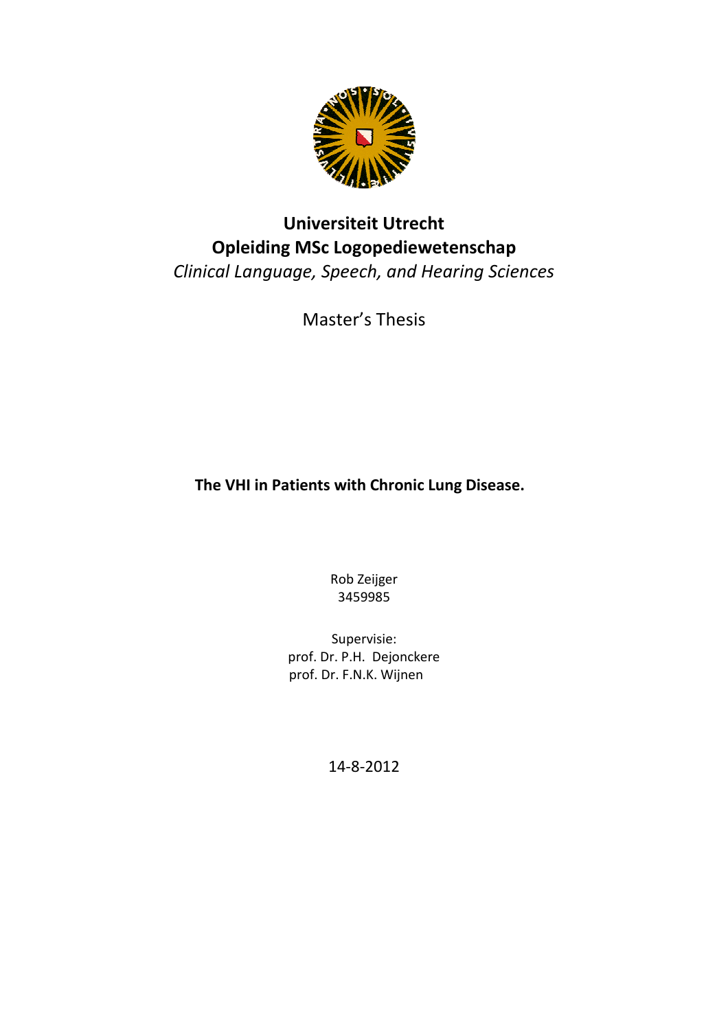**Universiteit Utrecht**

**Opleiding MSc Logopediewetenschap**

*Clinical Language, Speech, and Hearing Sciences*

Master's Thesis

# The VHI in Patients with Chronic Lung Disease.

Rob Zeijger
3459985

Supervisie:
prof. Dr. P.H. Dejonckere
prof. Dr. F.N.K. Wijnen

14-8-2012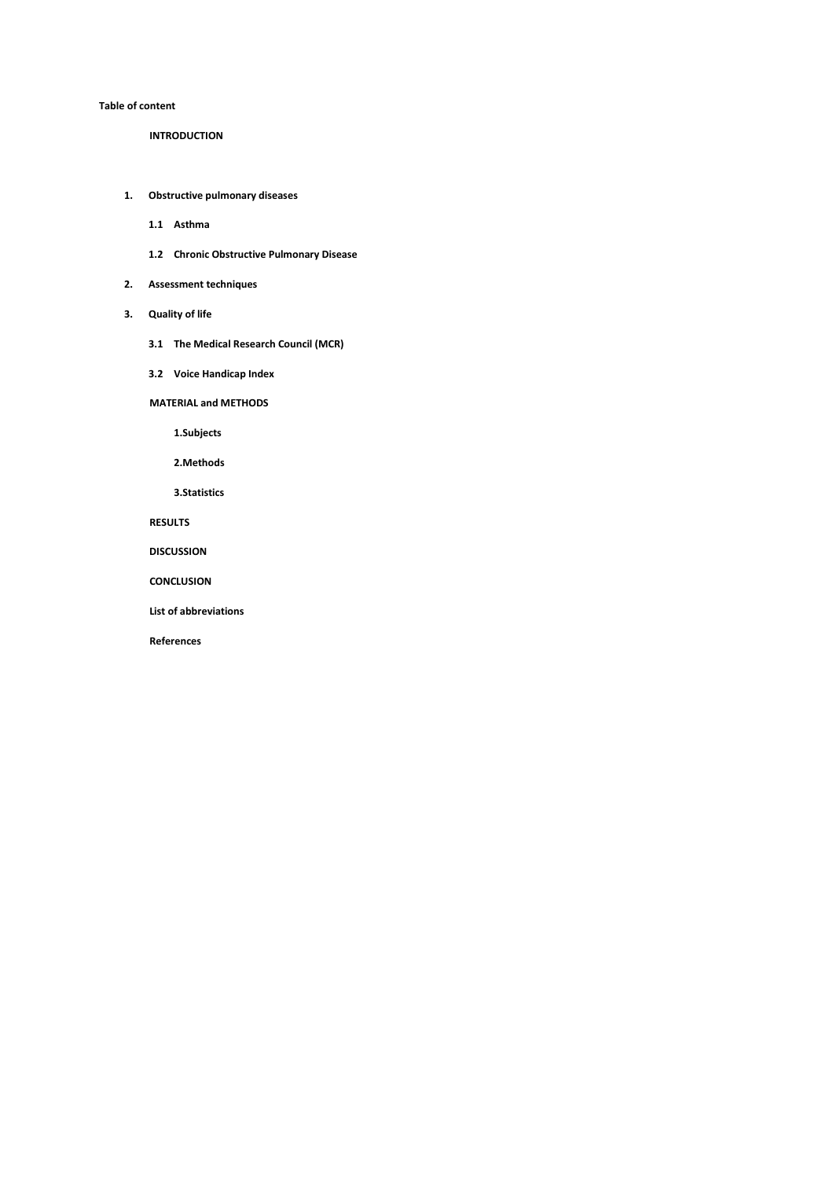**Table of content**

**INTRODUCTION**

1. **Obstructive pulmonary diseases**
    - **1.1 Asthma**
    - **1.2 Chronic Obstructive Pulmonary Disease**
2. **Assessment techniques**
3. **Quality of life**
    - **3.1 The Medical Research Council (MCR)**
    - **3.2 Voice Handicap Index**

**MATERIAL and METHODS**

- **1.Subjects**
- **2.Methods**
- **3.Statistics**

**RESULTS**

**DISCUSSION**

**CONCLUSION**

**List of abbreviations**

**References**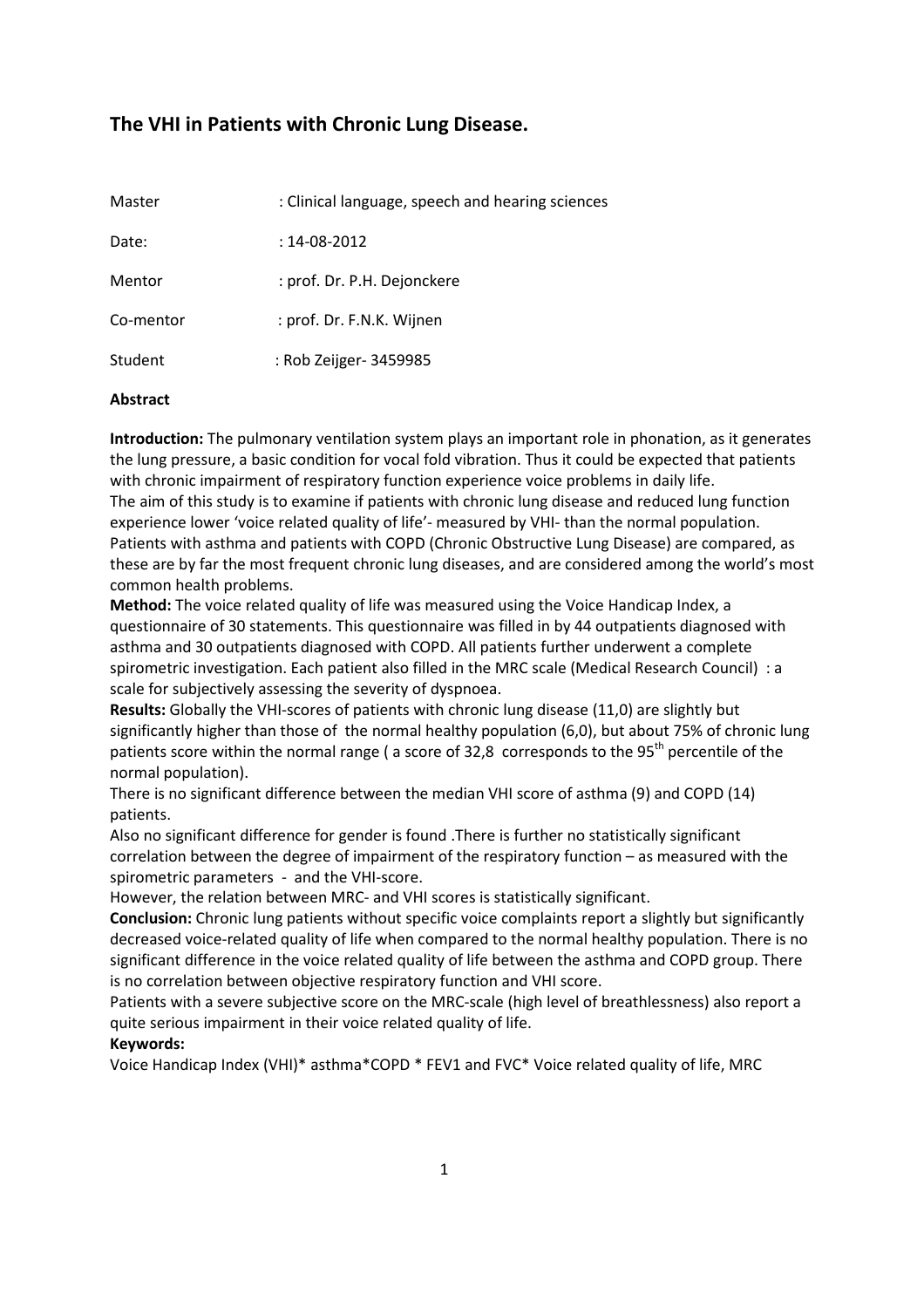# The VHI in Patients with Chronic Lung Disease.

| | |
|---|---|
| Master | : Clinical language, speech and hearing sciences |
| Date: | : 14-08-2012 |
| Mentor | : prof. Dr. P.H. Dejonckere |
| Co-mentor | : prof. Dr. F.N.K. Wijnen |
| Student | : Rob Zeijger- 3459985 |

**Abstract**

**Introduction:** The pulmonary ventilation system plays an important role in phonation, as it generates the lung pressure, a basic condition for vocal fold vibration. Thus it could be expected that patients with chronic impairment of respiratory function experience voice problems in daily life.
The aim of this study is to examine if patients with chronic lung disease and reduced lung function experience lower 'voice related quality of life'- measured by VHI- than the normal population. Patients with asthma and patients with COPD (Chronic Obstructive Lung Disease) are compared, as these are by far the most frequent chronic lung diseases, and are considered among the world's most common health problems.

**Method:** The voice related quality of life was measured using the Voice Handicap Index, a questionnaire of 30 statements. This questionnaire was filled in by 44 outpatients diagnosed with asthma and 30 outpatients diagnosed with COPD. All patients further underwent a complete spirometric investigation. Each patient also filled in the MRC scale (Medical Research Council) : a scale for subjectively assessing the severity of dyspnoea.

**Results:** Globally the VHI-scores of patients with chronic lung disease (11,0) are slightly but significantly higher than those of the normal healthy population (6,0), but about 75% of chronic lung patients score within the normal range ( a score of 32,8 corresponds to the 95th percentile of the normal population).
There is no significant difference between the median VHI score of asthma (9) and COPD (14) patients.
Also no significant difference for gender is found .There is further no statistically significant correlation between the degree of impairment of the respiratory function – as measured with the spirometric parameters - and the VHI-score.
However, the relation between MRC- and VHI scores is statistically significant.

**Conclusion:** Chronic lung patients without specific voice complaints report a slightly but significantly decreased voice-related quality of life when compared to the normal healthy population. There is no significant difference in the voice related quality of life between the asthma and COPD group. There is no correlation between objective respiratory function and VHI score.
Patients with a severe subjective score on the MRC-scale (high level of breathlessness) also report a quite serious impairment in their voice related quality of life.

**Keywords:**
Voice Handicap Index (VHI)* asthma*COPD * FEV1 and FVC* Voice related quality of life, MRC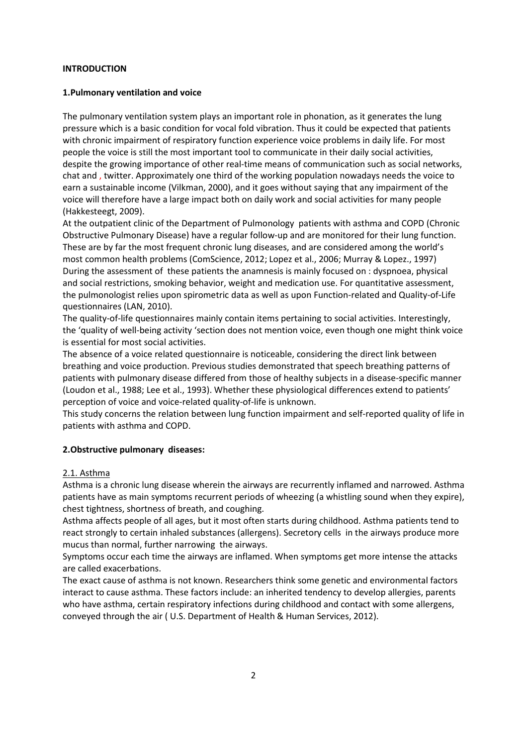**INTRODUCTION**

**1.Pulmonary ventilation and voice**

The pulmonary ventilation system plays an important role in phonation, as it generates the lung pressure which is a basic condition for vocal fold vibration. Thus it could be expected that patients with chronic impairment of respiratory function experience voice problems in daily life. For most people the voice is still the most important tool to communicate in their daily social activities, despite the growing importance of other real-time means of communication such as social networks, chat and , twitter. Approximately one third of the working population nowadays needs the voice to earn a sustainable income (Vilkman, 2000), and it goes without saying that any impairment of the voice will therefore have a large impact both on daily work and social activities for many people (Hakkesteegt, 2009).

At the outpatient clinic of the Department of Pulmonology patients with asthma and COPD (Chronic Obstructive Pulmonary Disease) have a regular follow-up and are monitored for their lung function. These are by far the most frequent chronic lung diseases, and are considered among the world's most common health problems (ComScience, 2012; Lopez et al., 2006; Murray & Lopez., 1997)

During the assessment of these patients the anamnesis is mainly focused on : dyspnoea, physical and social restrictions, smoking behavior, weight and medication use. For quantitative assessment, the pulmonologist relies upon spirometric data as well as upon Function-related and Quality-of-Life questionnaires (LAN, 2010).

The quality-of-life questionnaires mainly contain items pertaining to social activities. Interestingly, the 'quality of well-being activity 'section does not mention voice, even though one might think voice is essential for most social activities.

The absence of a voice related questionnaire is noticeable, considering the direct link between breathing and voice production. Previous studies demonstrated that speech breathing patterns of patients with pulmonary disease differed from those of healthy subjects in a disease-specific manner (Loudon et al., 1988; Lee et al., 1993). Whether these physiological differences extend to patients' perception of voice and voice-related quality-of-life is unknown.

This study concerns the relation between lung function impairment and self-reported quality of life in patients with asthma and COPD.

**2.Obstructive pulmonary diseases:**

2.1. Asthma

Asthma is a chronic lung disease wherein the airways are recurrently inflamed and narrowed. Asthma patients have as main symptoms recurrent periods of wheezing (a whistling sound when they expire), chest tightness, shortness of breath, and coughing.

Asthma affects people of all ages, but it most often starts during childhood. Asthma patients tend to react strongly to certain inhaled substances (allergens). Secretory cells in the airways produce more mucus than normal, further narrowing the airways.

Symptoms occur each time the airways are inflamed. When symptoms get more intense the attacks are called exacerbations.

The exact cause of asthma is not known. Researchers think some genetic and environmental factors interact to cause asthma. These factors include: an inherited tendency to develop allergies, parents who have asthma, certain respiratory infections during childhood and contact with some allergens, conveyed through the air ( U.S. Department of Health & Human Services, 2012).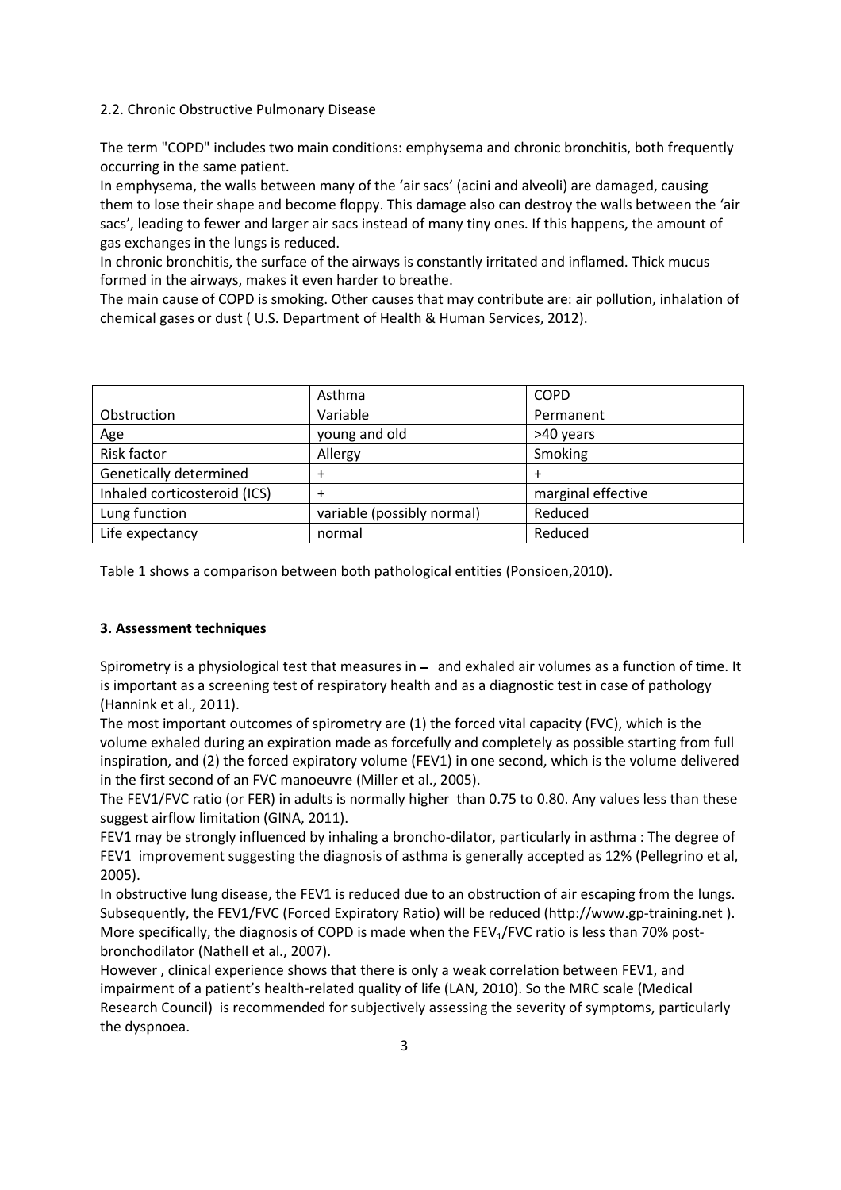2.2. Chronic Obstructive Pulmonary Disease

The term "COPD" includes two main conditions: emphysema and chronic bronchitis, both frequently occurring in the same patient.
In emphysema, the walls between many of the 'air sacs' (acini and alveoli) are damaged, causing them to lose their shape and become floppy. This damage also can destroy the walls between the 'air sacs', leading to fewer and larger air sacs instead of many tiny ones. If this happens, the amount of gas exchanges in the lungs is reduced.
In chronic bronchitis, the surface of the airways is constantly irritated and inflamed. Thick mucus formed in the airways, makes it even harder to breathe.
The main cause of COPD is smoking. Other causes that may contribute are: air pollution, inhalation of chemical gases or dust ( U.S. Department of Health & Human Services, 2012).

| | Asthma | COPD |
|---|---|---|
| Obstruction | Variable | Permanent |
| Age | young and old | >40 years |
| Risk factor | Allergy | Smoking |
| Genetically determined | + | + |
| Inhaled corticosteroid (ICS) | + | marginal effective |
| Lung function | variable (possibly normal) | Reduced |
| Life expectancy | normal | Reduced |

Table 1 shows a comparison between both pathological entities (Ponsioen,2010).

### 3. Assessment techniques

Spirometry is a physiological test that measures in – and exhaled air volumes as a function of time. It is important as a screening test of respiratory health and as a diagnostic test in case of pathology (Hannink et al., 2011).
The most important outcomes of spirometry are (1) the forced vital capacity (FVC), which is the volume exhaled during an expiration made as forcefully and completely as possible starting from full inspiration, and (2) the forced expiratory volume (FEV1) in one second, which is the volume delivered in the first second of an FVC manoeuvre (Miller et al., 2005).
The FEV1/FVC ratio (or FER) in adults is normally higher than 0.75 to 0.80. Any values less than these suggest airflow limitation (GINA, 2011).
FEV1 may be strongly influenced by inhaling a broncho-dilator, particularly in asthma : The degree of FEV1 improvement suggesting the diagnosis of asthma is generally accepted as 12% (Pellegrino et al, 2005).
In obstructive lung disease, the FEV1 is reduced due to an obstruction of air escaping from the lungs. Subsequently, the FEV1/FVC (Forced Expiratory Ratio) will be reduced (http://www.gp-training.net ). More specifically, the diagnosis of COPD is made when the $FEV_1$/FVC ratio is less than 70% post-bronchodilator (Nathell et al., 2007).
However , clinical experience shows that there is only a weak correlation between FEV1, and impairment of a patient's health-related quality of life (LAN, 2010). So the MRC scale (Medical Research Council) is recommended for subjectively assessing the severity of symptoms, particularly the dyspnoea.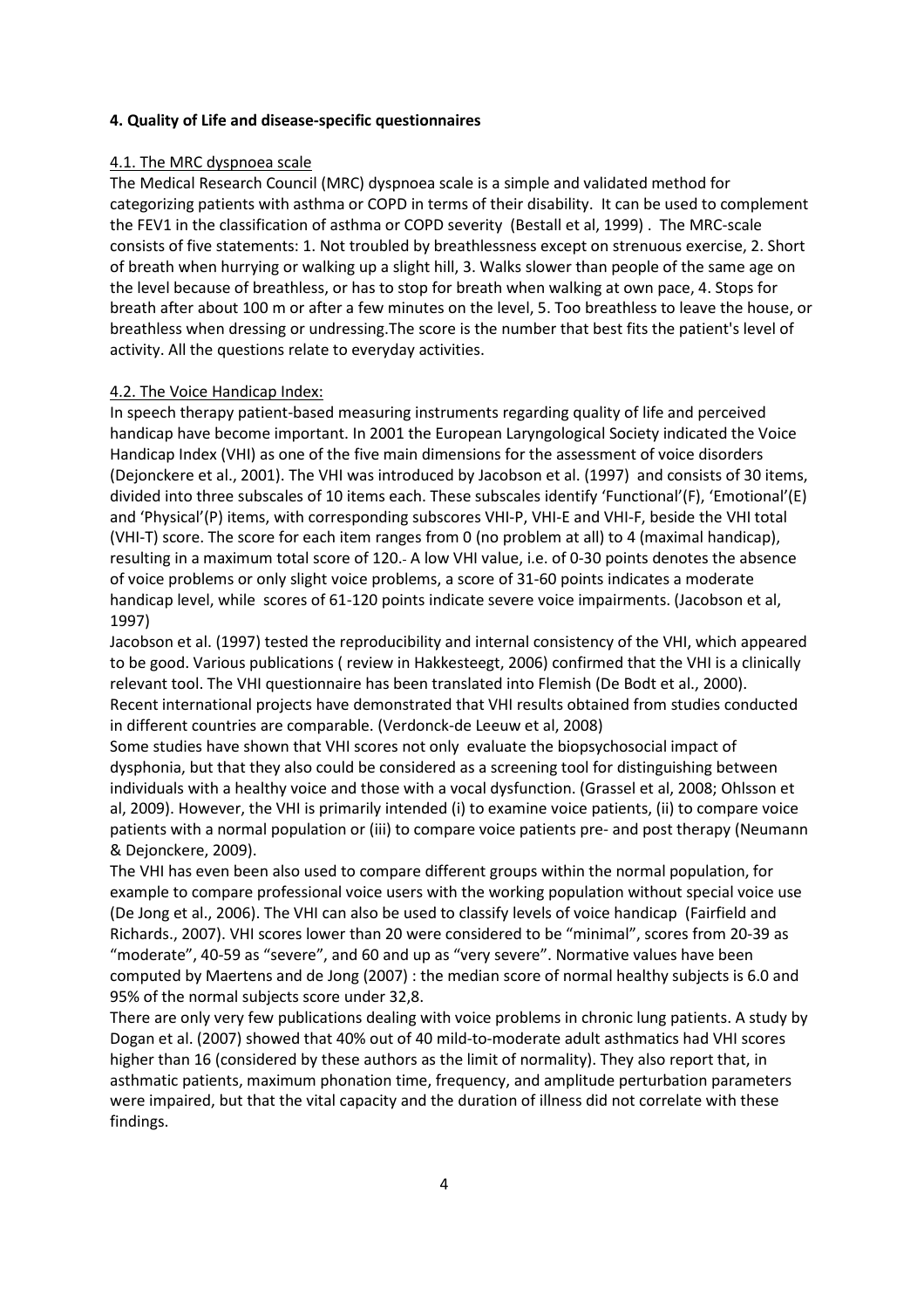**4. Quality of Life and disease-specific questionnaires**

4.1. The MRC dyspnoea scale

The Medical Research Council (MRC) dyspnoea scale is a simple and validated method for categorizing patients with asthma or COPD in terms of their disability. It can be used to complement the FEV1 in the classification of asthma or COPD severity (Bestall et al, 1999) . The MRC-scale consists of five statements: 1. Not troubled by breathlessness except on strenuous exercise, 2. Short of breath when hurrying or walking up a slight hill, 3. Walks slower than people of the same age on the level because of breathless, or has to stop for breath when walking at own pace, 4. Stops for breath after about 100 m or after a few minutes on the level, 5. Too breathless to leave the house, or breathless when dressing or undressing.The score is the number that best fits the patient's level of activity. All the questions relate to everyday activities.

4.2. The Voice Handicap Index:

In speech therapy patient-based measuring instruments regarding quality of life and perceived handicap have become important. In 2001 the European Laryngological Society indicated the Voice Handicap Index (VHI) as one of the five main dimensions for the assessment of voice disorders (Dejonckere et al., 2001). The VHI was introduced by Jacobson et al. (1997) and consists of 30 items, divided into three subscales of 10 items each. These subscales identify 'Functional'(F), 'Emotional'(E) and 'Physical'(P) items, with corresponding subscores VHI-P, VHI-E and VHI-F, beside the VHI total (VHI-T) score. The score for each item ranges from 0 (no problem at all) to 4 (maximal handicap), resulting in a maximum total score of 120. A low VHI value, i.e. of 0-30 points denotes the absence of voice problems or only slight voice problems, a score of 31-60 points indicates a moderate handicap level, while scores of 61-120 points indicate severe voice impairments. (Jacobson et al, 1997)

Jacobson et al. (1997) tested the reproducibility and internal consistency of the VHI, which appeared to be good. Various publications ( review in Hakkesteegt, 2006) confirmed that the VHI is a clinically relevant tool. The VHI questionnaire has been translated into Flemish (De Bodt et al., 2000). Recent international projects have demonstrated that VHI results obtained from studies conducted in different countries are comparable. (Verdonck-de Leeuw et al, 2008)

Some studies have shown that VHI scores not only evaluate the biopsychosocial impact of dysphonia, but that they also could be considered as a screening tool for distinguishing between individuals with a healthy voice and those with a vocal dysfunction. (Grassel et al, 2008; Ohlsson et al, 2009). However, the VHI is primarily intended (i) to examine voice patients, (ii) to compare voice patients with a normal population or (iii) to compare voice patients pre- and post therapy (Neumann & Dejonckere, 2009).

The VHI has even been also used to compare different groups within the normal population, for example to compare professional voice users with the working population without special voice use (De Jong et al., 2006). The VHI can also be used to classify levels of voice handicap (Fairfield and Richards., 2007). VHI scores lower than 20 were considered to be "minimal", scores from 20-39 as "moderate", 40-59 as "severe", and 60 and up as "very severe". Normative values have been computed by Maertens and de Jong (2007) : the median score of normal healthy subjects is 6.0 and 95% of the normal subjects score under 32,8.

There are only very few publications dealing with voice problems in chronic lung patients. A study by Dogan et al. (2007) showed that 40% out of 40 mild-to-moderate adult asthmatics had VHI scores higher than 16 (considered by these authors as the limit of normality). They also report that, in asthmatic patients, maximum phonation time, frequency, and amplitude perturbation parameters were impaired, but that the vital capacity and the duration of illness did not correlate with these findings.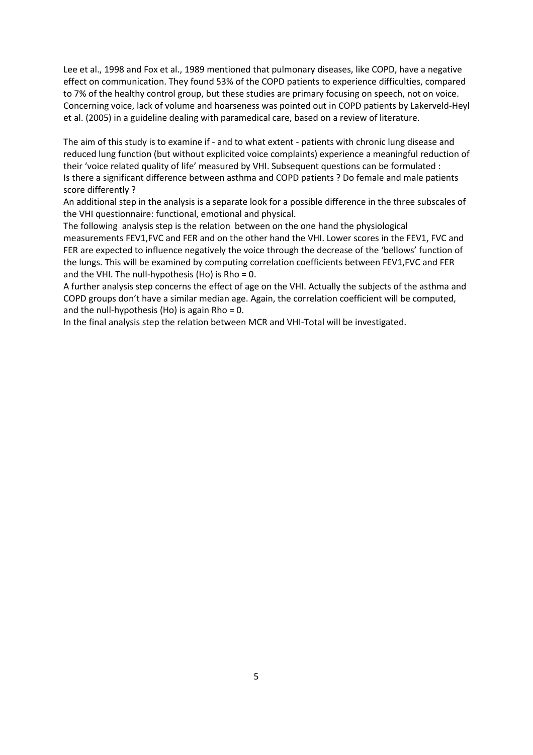Lee et al., 1998 and Fox et al., 1989 mentioned that pulmonary diseases, like COPD, have a negative effect on communication. They found 53% of the COPD patients to experience difficulties, compared to 7% of the healthy control group, but these studies are primary focusing on speech, not on voice. Concerning voice, lack of volume and hoarseness was pointed out in COPD patients by Lakerveld-Heyl et al. (2005) in a guideline dealing with paramedical care, based on a review of literature.

The aim of this study is to examine if - and to what extent - patients with chronic lung disease and reduced lung function (but without explicited voice complaints) experience a meaningful reduction of their 'voice related quality of life' measured by VHI. Subsequent questions can be formulated :
Is there a significant difference between asthma and COPD patients ? Do female and male patients score differently ?
An additional step in the analysis is a separate look for a possible difference in the three subscales of the VHI questionnaire: functional, emotional and physical.
The following analysis step is the relation between on the one hand the physiological measurements FEV1,FVC and FER and on the other hand the VHI. Lower scores in the FEV1, FVC and FER are expected to influence negatively the voice through the decrease of the 'bellows' function of the lungs. This will be examined by computing correlation coefficients between FEV1,FVC and FER and the VHI. The null-hypothesis (Ho) is Rho = 0.
A further analysis step concerns the effect of age on the VHI. Actually the subjects of the asthma and COPD groups don't have a similar median age. Again, the correlation coefficient will be computed, and the null-hypothesis (Ho) is again Rho = 0.
In the final analysis step the relation between MCR and VHI-Total will be investigated.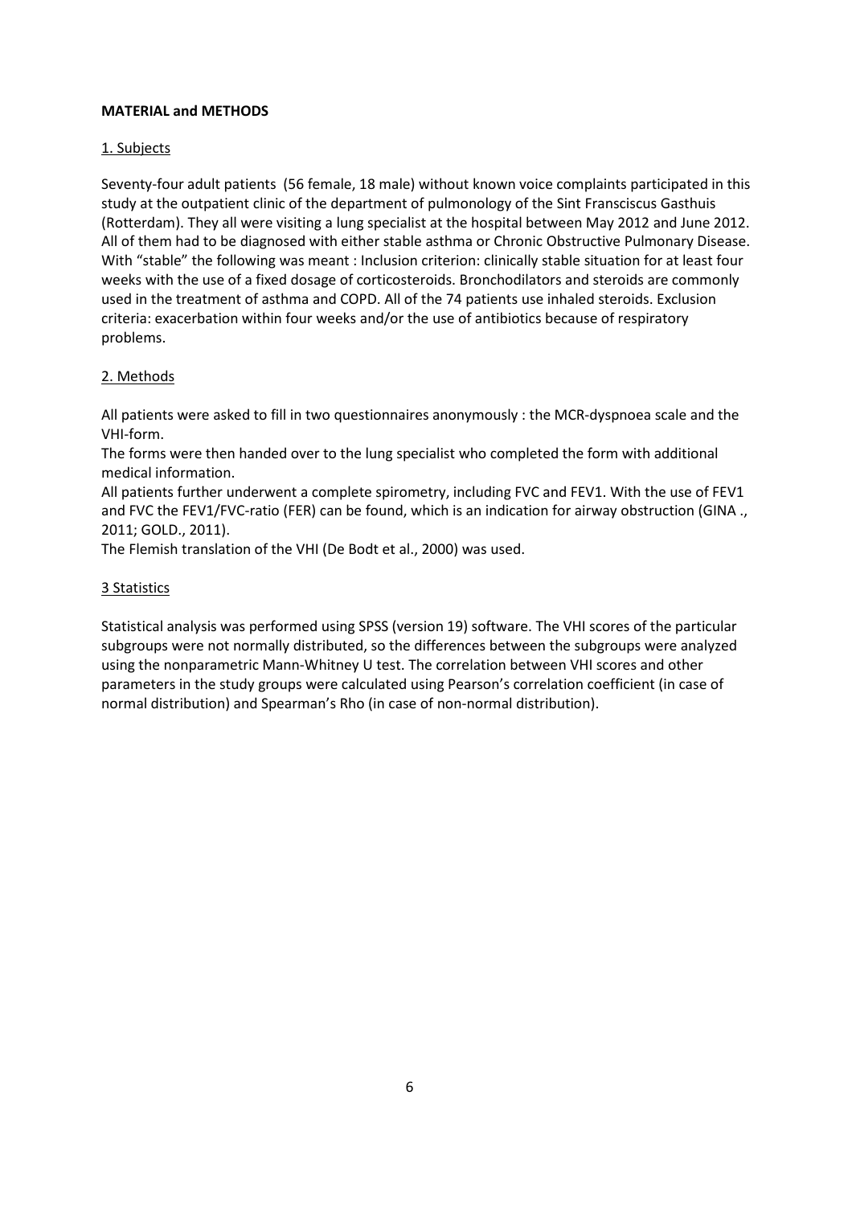## MATERIAL and METHODS

### 1. Subjects

Seventy-four adult patients (56 female, 18 male) without known voice complaints participated in this study at the outpatient clinic of the department of pulmonology of the Sint Fransciscus Gasthuis (Rotterdam). They all were visiting a lung specialist at the hospital between May 2012 and June 2012. All of them had to be diagnosed with either stable asthma or Chronic Obstructive Pulmonary Disease. With "stable" the following was meant : Inclusion criterion: clinically stable situation for at least four weeks with the use of a fixed dosage of corticosteroids. Bronchodilators and steroids are commonly used in the treatment of asthma and COPD. All of the 74 patients use inhaled steroids. Exclusion criteria: exacerbation within four weeks and/or the use of antibiotics because of respiratory problems.

### 2. Methods

All patients were asked to fill in two questionnaires anonymously : the MCR-dyspnoea scale and the VHI-form.

The forms were then handed over to the lung specialist who completed the form with additional medical information.

All patients further underwent a complete spirometry, including FVC and FEV1. With the use of FEV1 and FVC the FEV1/FVC-ratio (FER) can be found, which is an indication for airway obstruction (GINA ., 2011; GOLD., 2011).

The Flemish translation of the VHI (De Bodt et al., 2000) was used.

### 3 Statistics

Statistical analysis was performed using SPSS (version 19) software. The VHI scores of the particular subgroups were not normally distributed, so the differences between the subgroups were analyzed using the nonparametric Mann-Whitney U test. The correlation between VHI scores and other parameters in the study groups were calculated using Pearson's correlation coefficient (in case of normal distribution) and Spearman's Rho (in case of non-normal distribution).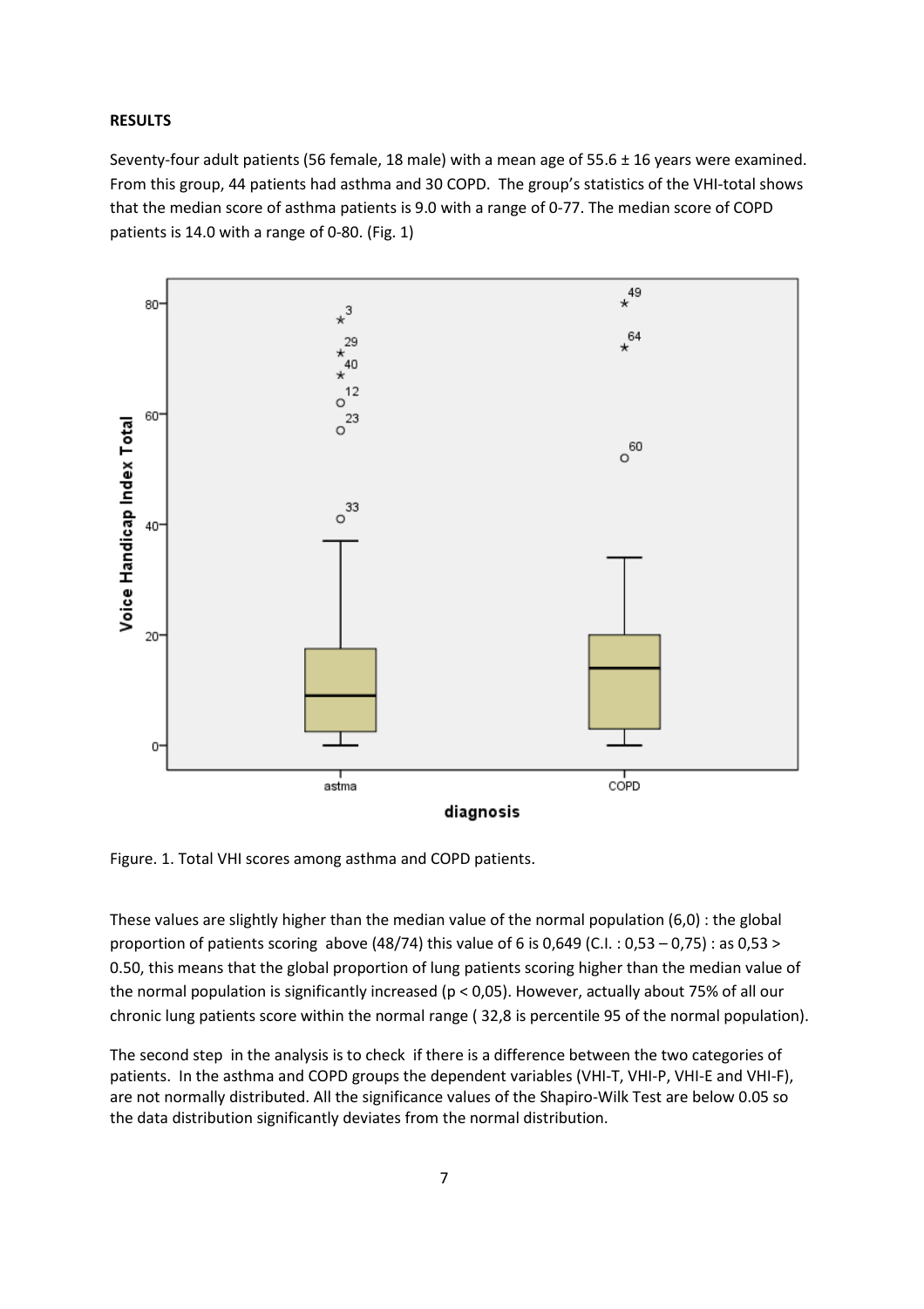**RESULTS**

Seventy-four adult patients (56 female, 18 male) with a mean age of 55.6 ± 16 years were examined. From this group, 44 patients had asthma and 30 COPD. The group's statistics of the VHI-total shows that the median score of asthma patients is 9.0 with a range of 0-77. The median score of COPD patients is 14.0 with a range of 0-80. (Fig. 1)

Figure. 1. Total VHI scores among asthma and COPD patients.

These values are slightly higher than the median value of the normal population (6,0) : the global proportion of patients scoring above (48/74) this value of 6 is 0,649 (C.I. : 0,53 – 0,75) : as 0,53 > 0.50, this means that the global proportion of lung patients scoring higher than the median value of the normal population is significantly increased ($p < 0,05$). However, actually about 75% of all our chronic lung patients score within the normal range ( 32,8 is percentile 95 of the normal population).

The second step in the analysis is to check if there is a difference between the two categories of patients. In the asthma and COPD groups the dependent variables (VHI-T, VHI-P, VHI-E and VHI-F), are not normally distributed. All the significance values of the Shapiro-Wilk Test are below 0.05 so the data distribution significantly deviates from the normal distribution.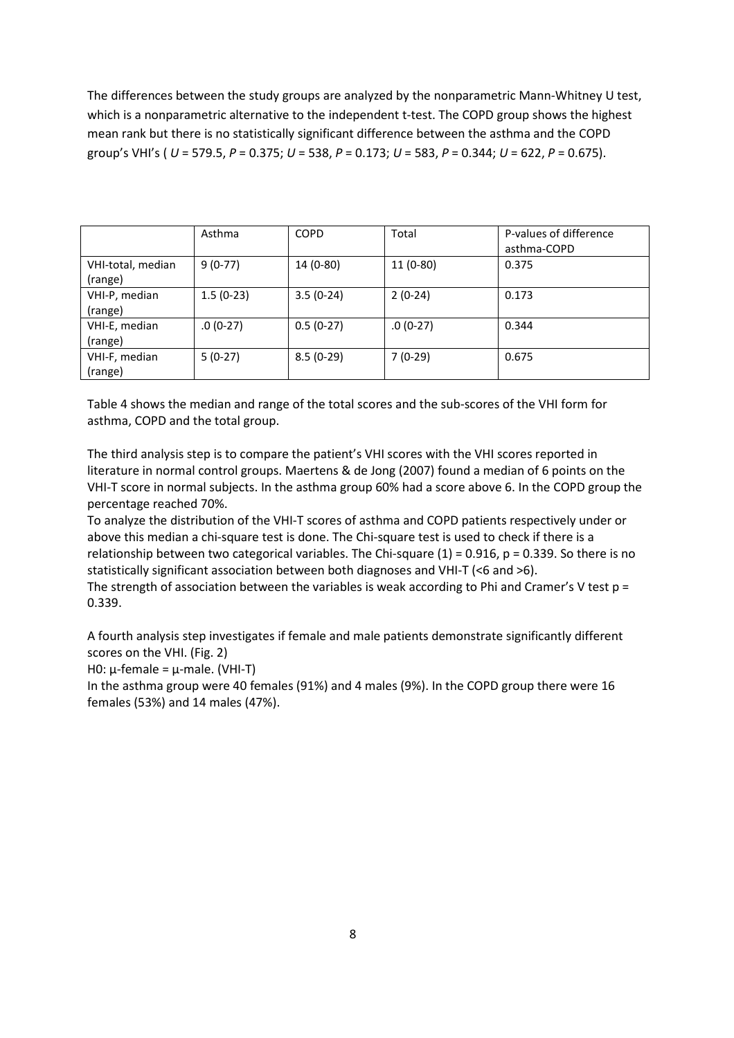The differences between the study groups are analyzed by the nonparametric Mann-Whitney U test, which is a nonparametric alternative to the independent t-test. The COPD group shows the highest mean rank but there is no statistically significant difference between the asthma and the COPD group's VHI's ( $U$ = 579.5, $P$ = 0.375; $U$ = 538, $P$ = 0.173; $U$ = 583, $P$ = 0.344; $U$ = 622, $P$ = 0.675).

| | Asthma | COPD | Total | P-values of difference asthma-COPD |
|---|---|---|---|---|
| VHI-total, median (range) | 9 (0-77) | 14 (0-80) | 11 (0-80) | 0.375 |
| VHI-P, median (range) | 1.5 (0-23) | 3.5 (0-24) | 2 (0-24) | 0.173 |
| VHI-E, median (range) | .0 (0-27) | 0.5 (0-27) | .0 (0-27) | 0.344 |
| VHI-F, median (range) | 5 (0-27) | 8.5 (0-29) | 7 (0-29) | 0.675 |

Table 4 shows the median and range of the total scores and the sub-scores of the VHI form for asthma, COPD and the total group.

The third analysis step is to compare the patient's VHI scores with the VHI scores reported in literature in normal control groups. Maertens & de Jong (2007) found a median of 6 points on the VHI-T score in normal subjects. In the asthma group 60% had a score above 6. In the COPD group the percentage reached 70%.

To analyze the distribution of the VHI-T scores of asthma and COPD patients respectively under or above this median a chi-square test is done. The Chi-square test is used to check if there is a relationship between two categorical variables. The Chi-square (1) = 0.916, p = 0.339. So there is no statistically significant association between both diagnoses and VHI-T (<6 and >6).

The strength of association between the variables is weak according to Phi and Cramer's V test p = 0.339.

A fourth analysis step investigates if female and male patients demonstrate significantly different scores on the VHI. (Fig. 2)

H0: $\mu$-female = $\mu$-male. (VHI-T)

In the asthma group were 40 females (91%) and 4 males (9%). In the COPD group there were 16 females (53%) and 14 males (47%).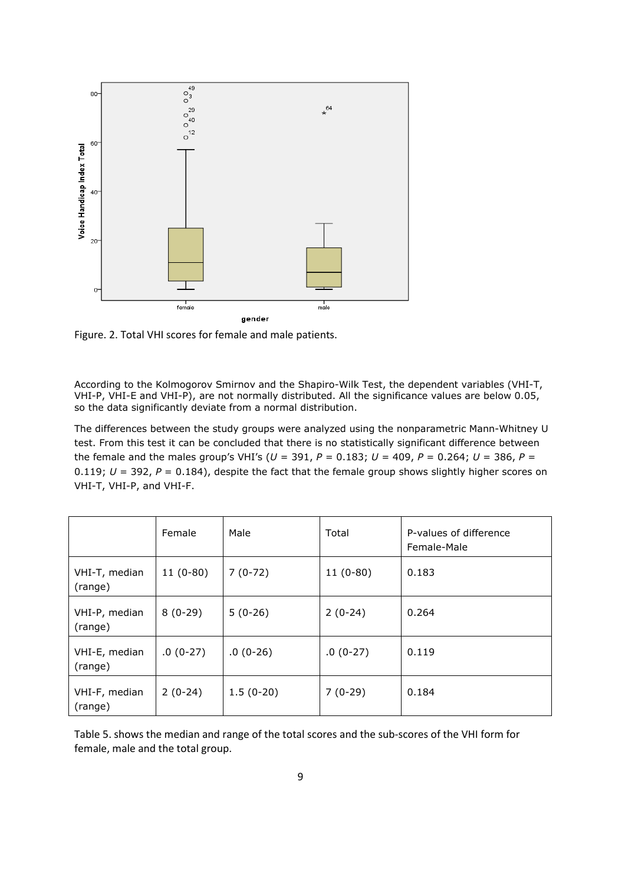Figure. 2. Total VHI scores for female and male patients.

According to the Kolmogorov Smirnov and the Shapiro-Wilk Test, the dependent variables (VHI-T, VHI-P, VHI-E and VHI-P), are not normally distributed. All the significance values are below 0.05, so the data significantly deviate from a normal distribution.

The differences between the study groups were analyzed using the nonparametric Mann-Whitney U test. From this test it can be concluded that there is no statistically significant difference between the female and the males group's VHI's ($U$ = 391, $P$ = 0.183; $U$ = 409, $P$ = 0.264; $U$ = 386, $P$ = 0.119; $U$ = 392, $P$ = 0.184), despite the fact that the female group shows slightly higher scores on VHI-T, VHI-P, and VHI-F.

| | Female | Male | Total | P-values of difference Female-Male |
|---|---|---|---|---|
| VHI-T, median (range) | 11 (0-80) | 7 (0-72) | 11 (0-80) | 0.183 |
| VHI-P, median (range) | 8 (0-29) | 5 (0-26) | 2 (0-24) | 0.264 |
| VHI-E, median (range) | .0 (0-27) | .0 (0-26) | .0 (0-27) | 0.119 |
| VHI-F, median (range) | 2 (0-24) | 1.5 (0-20) | 7 (0-29) | 0.184 |

Table 5. shows the median and range of the total scores and the sub-scores of the VHI form for female, male and the total group.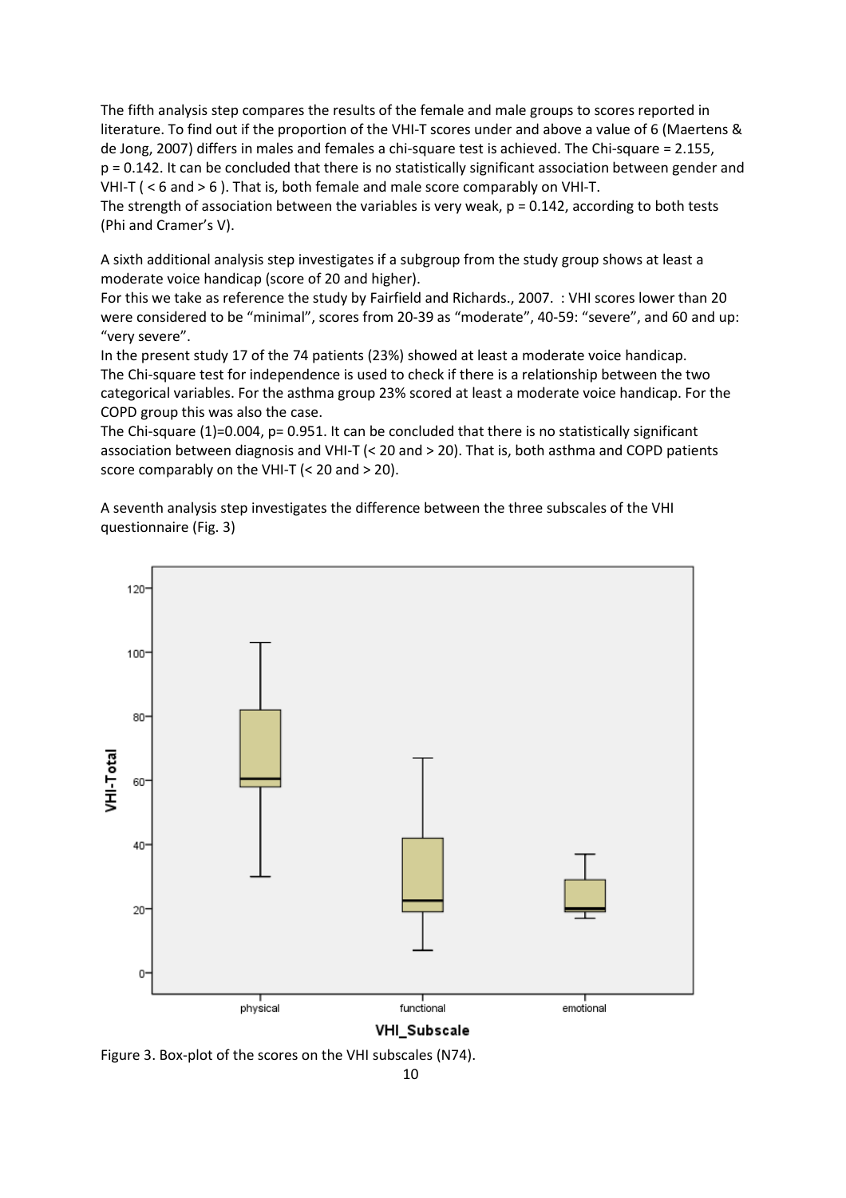The fifth analysis step compares the results of the female and male groups to scores reported in literature. To find out if the proportion of the VHI-T scores under and above a value of 6 (Maertens & de Jong, 2007) differs in males and females a chi-square test is achieved. The Chi-square = 2.155, $p = 0.142$. It can be concluded that there is no statistically significant association between gender and VHI-T ( < 6 and > 6 ). That is, both female and male score comparably on VHI-T.
The strength of association between the variables is very weak, $p = 0.142$, according to both tests (Phi and Cramer's V).

A sixth additional analysis step investigates if a subgroup from the study group shows at least a moderate voice handicap (score of 20 and higher).
For this we take as reference the study by Fairfield and Richards., 2007. : VHI scores lower than 20 were considered to be "minimal", scores from 20-39 as "moderate", 40-59: "severe", and 60 and up: "very severe".
In the present study 17 of the 74 patients (23%) showed at least a moderate voice handicap.
The Chi-square test for independence is used to check if there is a relationship between the two categorical variables. For the asthma group 23% scored at least a moderate voice handicap. For the COPD group this was also the case.
The Chi-square (1)=0.004, p= 0.951. It can be concluded that there is no statistically significant association between diagnosis and VHI-T (< 20 and > 20). That is, both asthma and COPD patients score comparably on the VHI-T (< 20 and > 20).

A seventh analysis step investigates the difference between the three subscales of the VHI questionnaire (Fig. 3)

Figure 3. Box-plot of the scores on the VHI subscales (N74).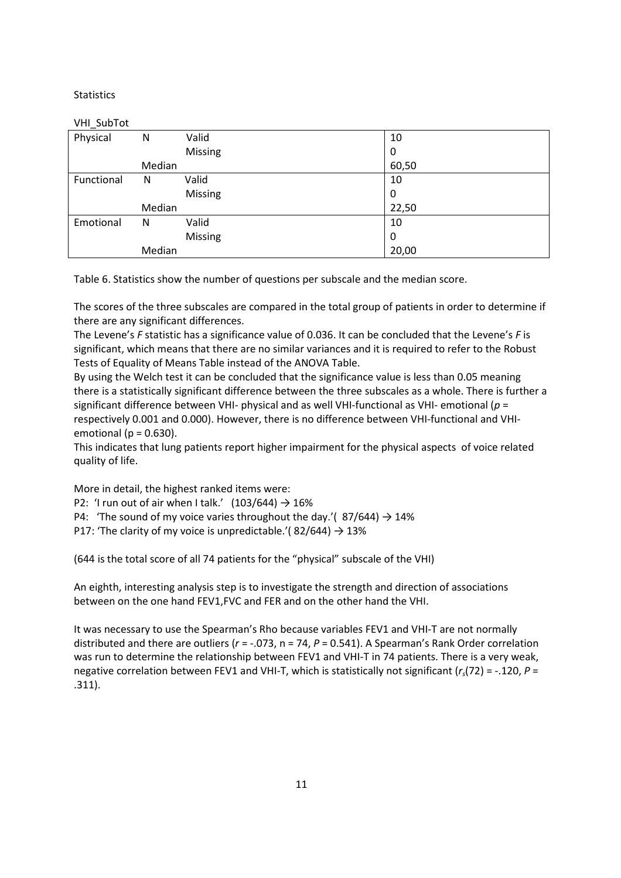Statistics

VHI_SubTot

| | | | |
|---|---|---|---|
| Physical | N | Valid | 10 |
| | | Missing | 0 |
| | Median | | 60,50 |
| Functional | N | Valid | 10 |
| | | Missing | 0 |
| | Median | | 22,50 |
| Emotional | N | Valid | 10 |
| | | Missing | 0 |
| | Median | | 20,00 |

Table 6. Statistics show the number of questions per subscale and the median score.

The scores of the three subscales are compared in the total group of patients in order to determine if there are any significant differences.

The Levene's *F* statistic has a significance value of 0.036. It can be concluded that the Levene's *F* is significant, which means that there are no similar variances and it is required to refer to the Robust Tests of Equality of Means Table instead of the ANOVA Table.

By using the Welch test it can be concluded that the significance value is less than 0.05 meaning there is a statistically significant difference between the three subscales as a whole. There is further a significant difference between VHI- physical and as well VHI-functional as VHI- emotional ($p$ = respectively 0.001 and 0.000). However, there is no difference between VHI-functional and VHI-emotional ($p = 0.630$).

This indicates that lung patients report higher impairment for the physical aspects of voice related quality of life.

More in detail, the highest ranked items were:

P2: 'I run out of air when I talk.' (103/644) → 16%

P4: 'The sound of my voice varies throughout the day.'( 87/644) → 14%

P17: 'The clarity of my voice is unpredictable.'( 82/644) → 13%

(644 is the total score of all 74 patients for the "physical" subscale of the VHI)

An eighth, interesting analysis step is to investigate the strength and direction of associations between on the one hand FEV1,FVC and FER and on the other hand the VHI.

It was necessary to use the Spearman's Rho because variables FEV1 and VHI-T are not normally distributed and there are outliers ($r = -.073$, $n = 74$, $P = 0.541$). A Spearman's Rank Order correlation was run to determine the relationship between FEV1 and VHI-T in 74 patients. There is a very weak, negative correlation between FEV1 and VHI-T, which is statistically not significant ($r_s(72) = -.120$, $P = .311$).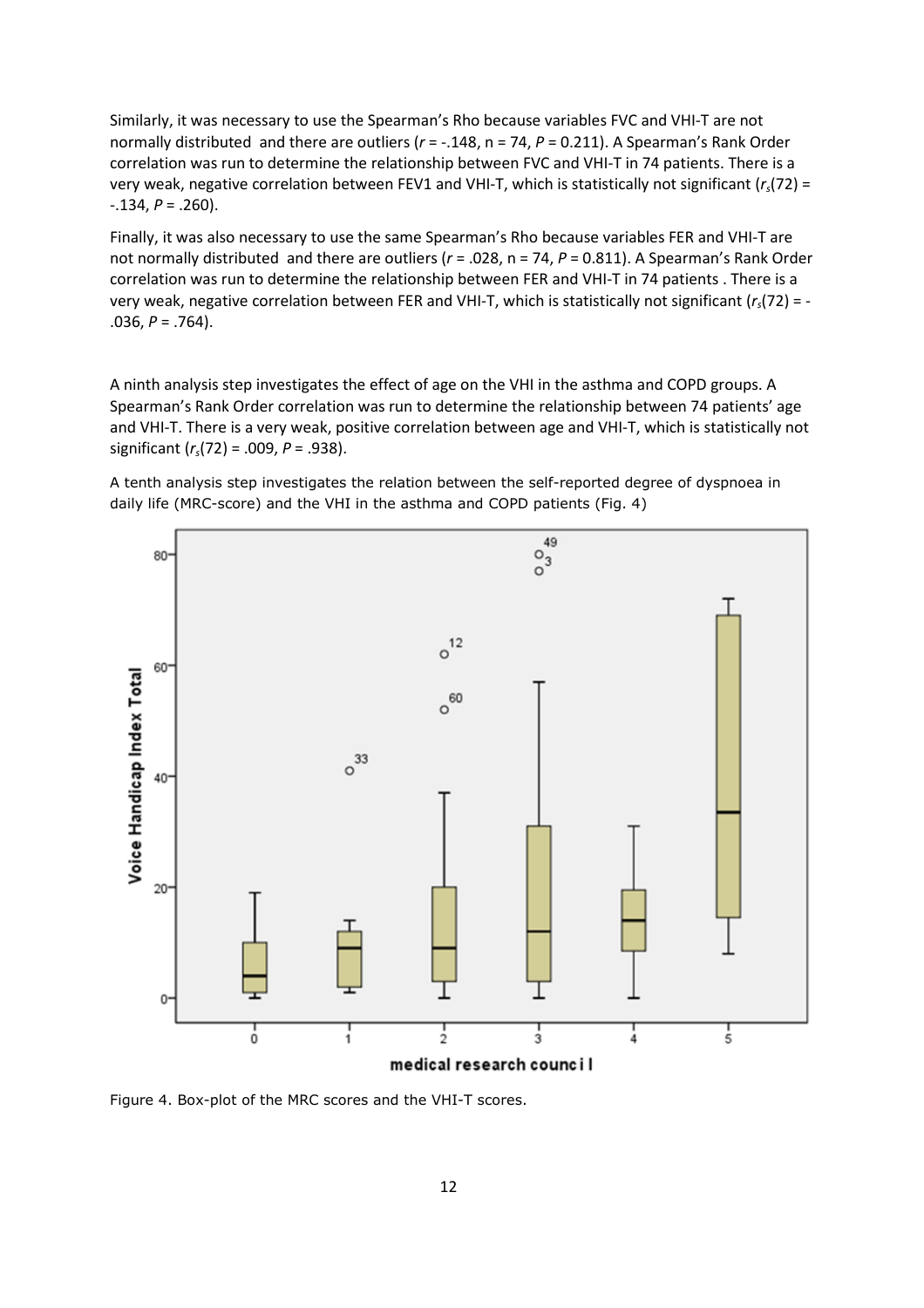Similarly, it was necessary to use the Spearman's Rho because variables FVC and VHI-T are not normally distributed and there are outliers ($r$ = -.148, n = 74, $P$ = 0.211). A Spearman's Rank Order correlation was run to determine the relationship between FVC and VHI-T in 74 patients. There is a very weak, negative correlation between FEV1 and VHI-T, which is statistically not significant ($r_s(72)$ = -.134, $P$ = .260).

Finally, it was also necessary to use the same Spearman's Rho because variables FER and VHI-T are not normally distributed and there are outliers ($r$ = .028, n = 74, $P$ = 0.811). A Spearman's Rank Order correlation was run to determine the relationship between FER and VHI-T in 74 patients . There is a very weak, negative correlation between FER and VHI-T, which is statistically not significant ($r_s(72)$ = -.036, $P$ = .764).

A ninth analysis step investigates the effect of age on the VHI in the asthma and COPD groups. A Spearman's Rank Order correlation was run to determine the relationship between 74 patients' age and VHI-T. There is a very weak, positive correlation between age and VHI-T, which is statistically not significant ($r_s(72)$ = .009, $P$ = .938).

A tenth analysis step investigates the relation between the self-reported degree of dyspnoea in daily life (MRC-score) and the VHI in the asthma and COPD patients (Fig. 4)

Figure 4. Box-plot of the MRC scores and the VHI-T scores.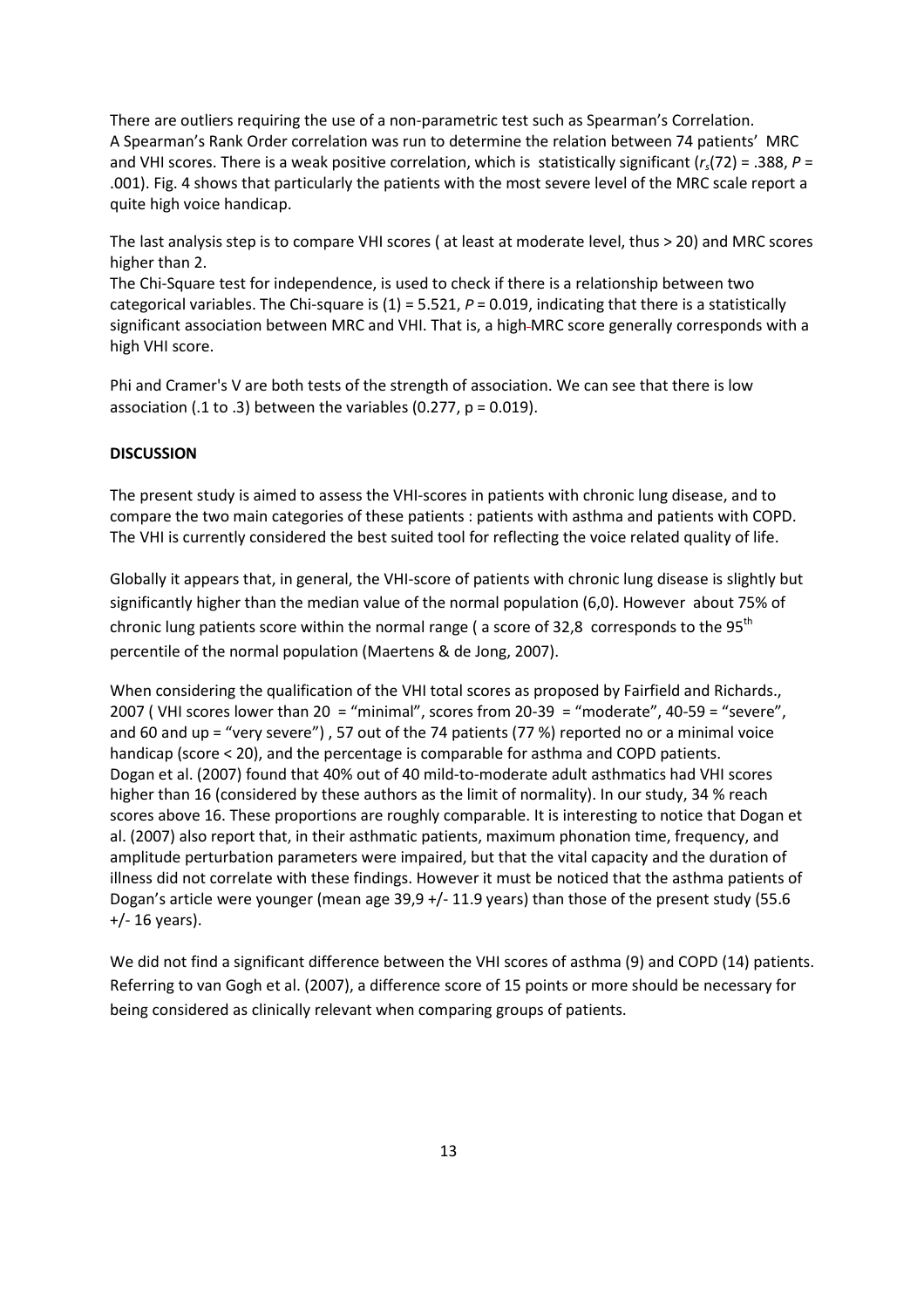There are outliers requiring the use of a non-parametric test such as Spearman's Correlation.
A Spearman's Rank Order correlation was run to determine the relation between 74 patients' MRC and VHI scores. There is a weak positive correlation, which is statistically significant ($r_s(72) = .388$, $P = .001$). Fig. 4 shows that particularly the patients with the most severe level of the MRC scale report a quite high voice handicap.

The last analysis step is to compare VHI scores ( at least at moderate level, thus > 20) and MRC scores higher than 2.
The Chi-Square test for independence, is used to check if there is a relationship between two categorical variables. The Chi-square is (1) = 5.521, $P = 0.019$, indicating that there is a statistically significant association between MRC and VHI. That is, a high MRC score generally corresponds with a high VHI score.

Phi and Cramer's V are both tests of the strength of association. We can see that there is low association (.1 to .3) between the variables (0.277, p = 0.019).

**DISCUSSION**

The present study is aimed to assess the VHI-scores in patients with chronic lung disease, and to compare the two main categories of these patients : patients with asthma and patients with COPD. The VHI is currently considered the best suited tool for reflecting the voice related quality of life.

Globally it appears that, in general, the VHI-score of patients with chronic lung disease is slightly but significantly higher than the median value of the normal population (6,0). However about 75% of chronic lung patients score within the normal range ( a score of 32,8 corresponds to the 95$^{th}$ percentile of the normal population (Maertens & de Jong, 2007).

When considering the qualification of the VHI total scores as proposed by Fairfield and Richards., 2007 ( VHI scores lower than 20 = "minimal", scores from 20-39 = "moderate", 40-59 = "severe", and 60 and up = "very severe") , 57 out of the 74 patients (77 %) reported no or a minimal voice handicap (score < 20), and the percentage is comparable for asthma and COPD patients.
Dogan et al. (2007) found that 40% out of 40 mild-to-moderate adult asthmatics had VHI scores higher than 16 (considered by these authors as the limit of normality). In our study, 34 % reach scores above 16. These proportions are roughly comparable. It is interesting to notice that Dogan et al. (2007) also report that, in their asthmatic patients, maximum phonation time, frequency, and amplitude perturbation parameters were impaired, but that the vital capacity and the duration of illness did not correlate with these findings. However it must be noticed that the asthma patients of Dogan's article were younger (mean age 39,9 +/- 11.9 years) than those of the present study (55.6 +/- 16 years).

We did not find a significant difference between the VHI scores of asthma (9) and COPD (14) patients. Referring to van Gogh et al. (2007), a difference score of 15 points or more should be necessary for being considered as clinically relevant when comparing groups of patients.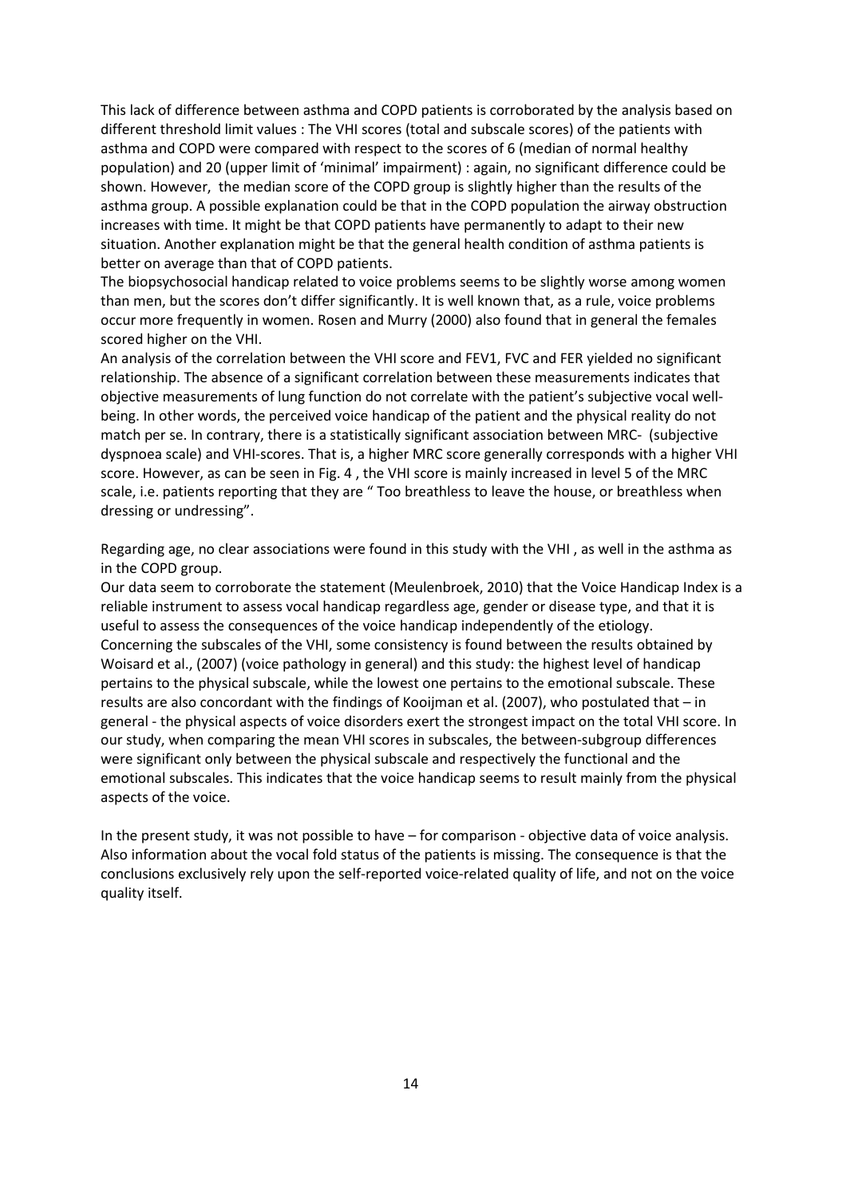This lack of difference between asthma and COPD patients is corroborated by the analysis based on different threshold limit values : The VHI scores (total and subscale scores) of the patients with asthma and COPD were compared with respect to the scores of 6 (median of normal healthy population) and 20 (upper limit of 'minimal' impairment) : again, no significant difference could be shown. However, the median score of the COPD group is slightly higher than the results of the asthma group. A possible explanation could be that in the COPD population the airway obstruction increases with time. It might be that COPD patients have permanently to adapt to their new situation. Another explanation might be that the general health condition of asthma patients is better on average than that of COPD patients.
The biopsychosocial handicap related to voice problems seems to be slightly worse among women than men, but the scores don't differ significantly. It is well known that, as a rule, voice problems occur more frequently in women. Rosen and Murry (2000) also found that in general the females scored higher on the VHI.
An analysis of the correlation between the VHI score and FEV1, FVC and FER yielded no significant relationship. The absence of a significant correlation between these measurements indicates that objective measurements of lung function do not correlate with the patient's subjective vocal well-being. In other words, the perceived voice handicap of the patient and the physical reality do not match per se. In contrary, there is a statistically significant association between MRC- (subjective dyspnoea scale) and VHI-scores. That is, a higher MRC score generally corresponds with a higher VHI score. However, as can be seen in Fig. 4 , the VHI score is mainly increased in level 5 of the MRC scale, i.e. patients reporting that they are " Too breathless to leave the house, or breathless when dressing or undressing".

Regarding age, no clear associations were found in this study with the VHI , as well in the asthma as in the COPD group.
Our data seem to corroborate the statement (Meulenbroek, 2010) that the Voice Handicap Index is a reliable instrument to assess vocal handicap regardless age, gender or disease type, and that it is useful to assess the consequences of the voice handicap independently of the etiology.
Concerning the subscales of the VHI, some consistency is found between the results obtained by Woisard et al., (2007) (voice pathology in general) and this study: the highest level of handicap pertains to the physical subscale, while the lowest one pertains to the emotional subscale. These results are also concordant with the findings of Kooijman et al. (2007), who postulated that – in general - the physical aspects of voice disorders exert the strongest impact on the total VHI score. In our study, when comparing the mean VHI scores in subscales, the between-subgroup differences were significant only between the physical subscale and respectively the functional and the emotional subscales. This indicates that the voice handicap seems to result mainly from the physical aspects of the voice.

In the present study, it was not possible to have – for comparison - objective data of voice analysis. Also information about the vocal fold status of the patients is missing. The consequence is that the conclusions exclusively rely upon the self-reported voice-related quality of life, and not on the voice quality itself.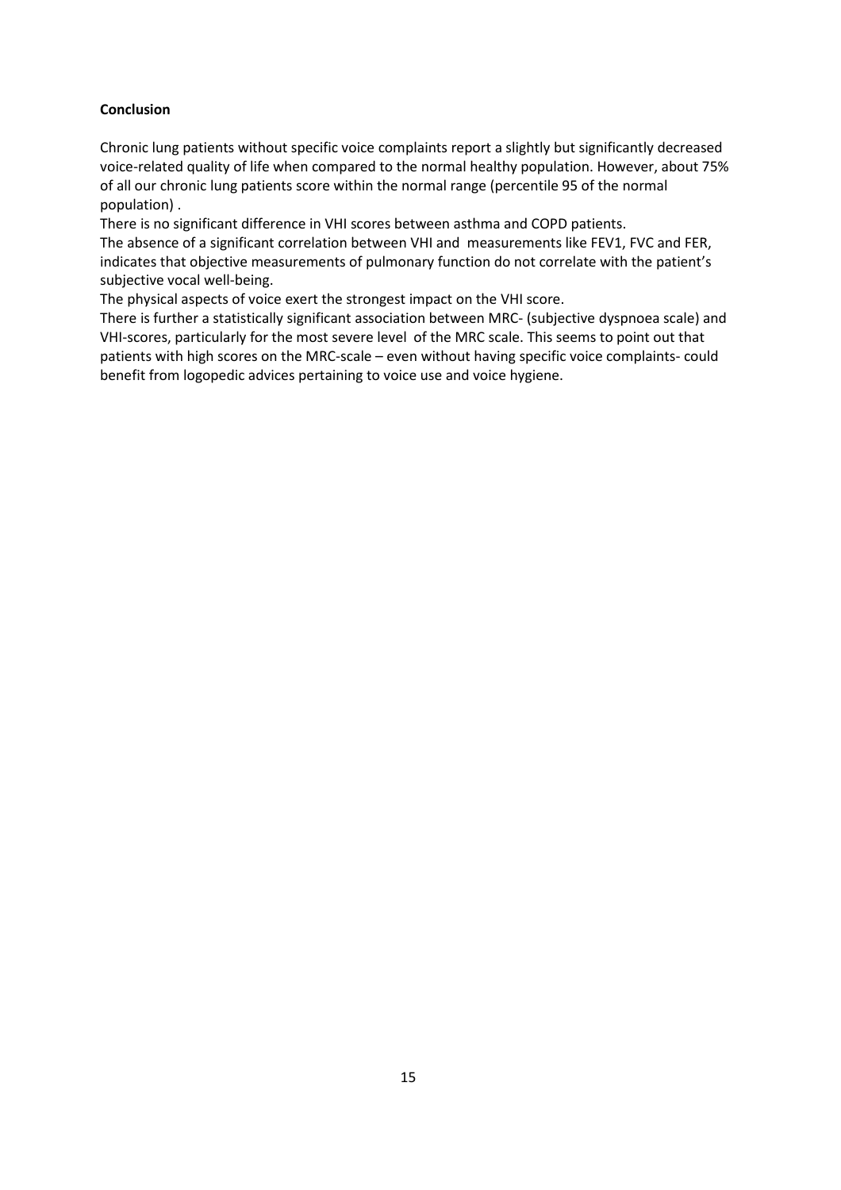**Conclusion**

Chronic lung patients without specific voice complaints report a slightly but significantly decreased voice-related quality of life when compared to the normal healthy population. However, about 75% of all our chronic lung patients score within the normal range (percentile 95 of the normal population) .

There is no significant difference in VHI scores between asthma and COPD patients.

The absence of a significant correlation between VHI and measurements like FEV1, FVC and FER, indicates that objective measurements of pulmonary function do not correlate with the patient's subjective vocal well-being.

The physical aspects of voice exert the strongest impact on the VHI score.

There is further a statistically significant association between MRC- (subjective dyspnoea scale) and VHI-scores, particularly for the most severe level of the MRC scale. This seems to point out that patients with high scores on the MRC-scale – even without having specific voice complaints- could benefit from logopedic advices pertaining to voice use and voice hygiene.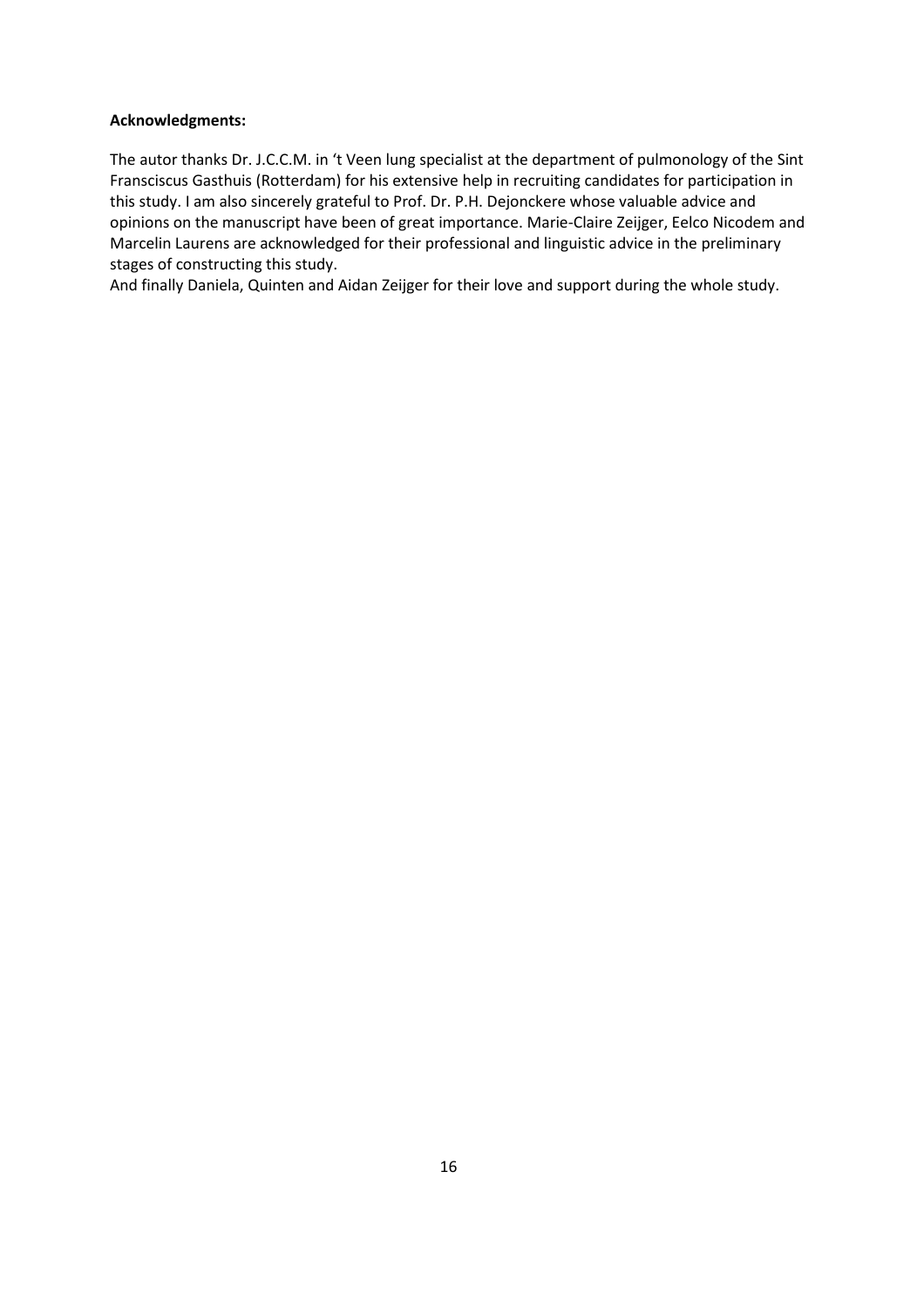**Acknowledgments:**

The autor thanks Dr. J.C.C.M. in 't Veen lung specialist at the department of pulmonology of the Sint Fransciscus Gasthuis (Rotterdam) for his extensive help in recruiting candidates for participation in this study. I am also sincerely grateful to Prof. Dr. P.H. Dejonckere whose valuable advice and opinions on the manuscript have been of great importance. Marie-Claire Zeijger, Eelco Nicodem and Marcelin Laurens are acknowledged for their professional and linguistic advice in the preliminary stages of constructing this study.

And finally Daniela, Quinten and Aidan Zeijger for their love and support during the whole study.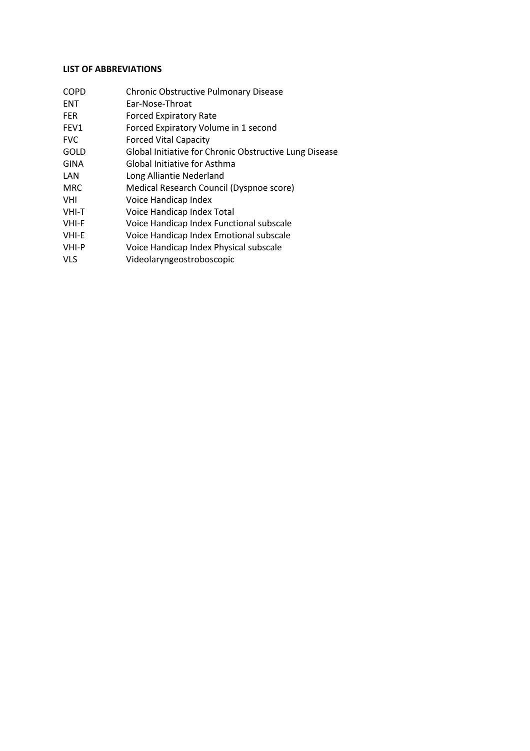**LIST OF ABBREVIATIONS**

| | |
|---|---|
| COPD | Chronic Obstructive Pulmonary Disease |
| ENT | Ear-Nose-Throat |
| FER | Forced Expiratory Rate |
| FEV1 | Forced Expiratory Volume in 1 second |
| FVC | Forced Vital Capacity |
| GOLD | Global Initiative for Chronic Obstructive Lung Disease |
| GINA | Global Initiative for Asthma |
| LAN | Long Alliantie Nederland |
| MRC | Medical Research Council (Dyspnoe score) |
| VHI | Voice Handicap Index |
| VHI-T | Voice Handicap Index Total |
| VHI-F | Voice Handicap Index Functional subscale |
| VHI-E | Voice Handicap Index Emotional subscale |
| VHI-P | Voice Handicap Index Physical subscale |
| VLS | Videolaryngeostroboscopic |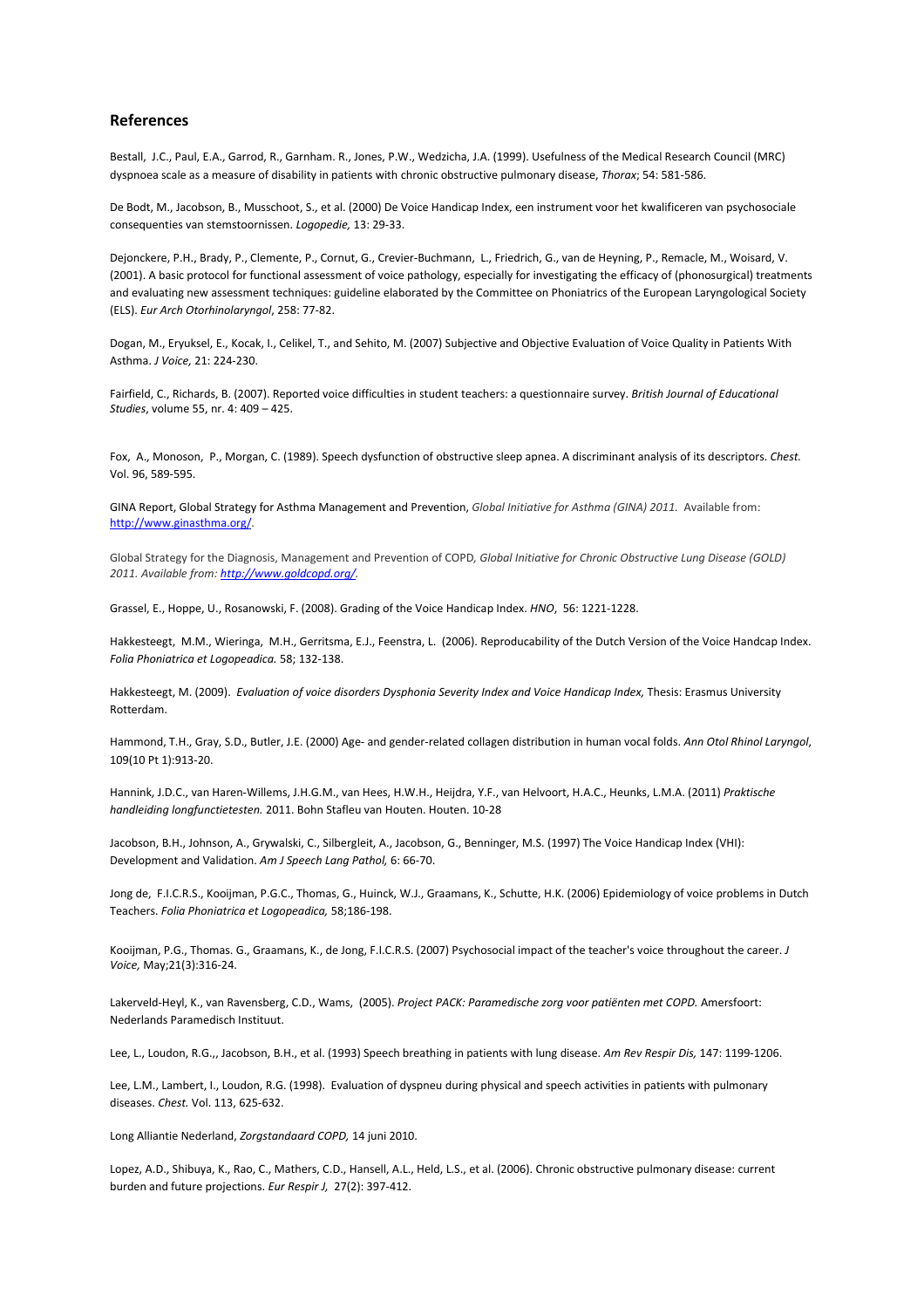## References

Bestall, J.C., Paul, E.A., Garrod, R., Garnham. R., Jones, P.W., Wedzicha, J.A. (1999). Usefulness of the Medical Research Council (MRC) dyspnoea scale as a measure of disability in patients with chronic obstructive pulmonary disease, *Thorax*; 54: 581-586.

De Bodt, M., Jacobson, B., Musschoot, S., et al. (2000) De Voice Handicap Index, een instrument voor het kwalificeren van psychosociale consequenties van stemstoornissen. *Logopedie,* 13: 29-33.

Dejonckere, P.H., Brady, P., Clemente, P., Cornut, G., Crevier-Buchmann, L., Friedrich, G., van de Heyning, P., Remacle, M., Woisard, V. (2001). A basic protocol for functional assessment of voice pathology, especially for investigating the efficacy of (phonosurgical) treatments and evaluating new assessment techniques: guideline elaborated by the Committee on Phoniatrics of the European Laryngological Society (ELS). *Eur Arch Otorhinolaryngol*, 258: 77-82.

Dogan, M., Eryuksel, E., Kocak, I., Celikel, T., and Sehito, M. (2007) Subjective and Objective Evaluation of Voice Quality in Patients With Asthma. *J Voice,* 21: 224-230.

Fairfield, C., Richards, B. (2007). Reported voice difficulties in student teachers: a questionnaire survey. *British Journal of Educational Studies*, volume 55, nr. 4: 409 – 425.

Fox, A., Monoson, P., Morgan, C. (1989). Speech dysfunction of obstructive sleep apnea. A discriminant analysis of its descriptors. *Chest.* Vol. 96, 589-595.

GINA Report, Global Strategy for Asthma Management and Prevention, *Global Initiative for Asthma (GINA) 2011.* Available from: http://www.ginasthma.org/.

Global Strategy for the Diagnosis, Management and Prevention of COPD*, Global Initiative for Chronic Obstructive Lung Disease (GOLD) 2011. Available from: http://www.goldcopd.org/.*

Grassel, E., Hoppe, U., Rosanowski, F. (2008). Grading of the Voice Handicap Index. *HNO*, 56: 1221-1228.

Hakkesteegt, M.M., Wieringa, M.H., Gerritsma, E.J., Feenstra, L. (2006). Reproducability of the Dutch Version of the Voice Handcap Index. *Folia Phoniatrica et Logopeadica.* 58; 132-138.

Hakkesteegt, M. (2009). *Evaluation of voice disorders Dysphonia Severity Index and Voice Handicap Index,* Thesis: Erasmus University Rotterdam.

Hammond, T.H., Gray, S.D., Butler, J.E. (2000) Age- and gender-related collagen distribution in human vocal folds. *Ann Otol Rhinol Laryngol*, 109(10 Pt 1):913-20.

Hannink, J.D.C., van Haren-Willems, J.H.G.M., van Hees, H.W.H., Heijdra, Y.F., van Helvoort, H.A.C., Heunks, L.M.A. (2011) *Praktische handleiding longfunctietesten.* 2011. Bohn Stafleu van Houten. Houten. 10-28

Jacobson, B.H., Johnson, A., Grywalski, C., Silbergleit, A., Jacobson, G., Benninger, M.S. (1997) The Voice Handicap Index (VHI): Development and Validation. *Am J Speech Lang Pathol,* 6: 66-70.

Jong de, F.I.C.R.S., Kooijman, P.G.C., Thomas, G., Huinck, W.J., Graamans, K., Schutte, H.K. (2006) Epidemiology of voice problems in Dutch Teachers. *Folia Phoniatrica et Logopeadica,* 58;186-198.

Kooijman, P.G., Thomas. G., Graamans, K., de Jong, F.I.C.R.S. (2007) Psychosocial impact of the teacher's voice throughout the career. *J Voice,* May;21(3):316-24.

Lakerveld-Heyl, K., van Ravensberg, C.D., Wams, (2005). *Project PACK: Paramedische zorg voor patiënten met COPD.* Amersfoort: Nederlands Paramedisch Instituut.

Lee, L., Loudon, R.G.,, Jacobson, B.H., et al. (1993) Speech breathing in patients with lung disease. *Am Rev Respir Dis,* 147: 1199-1206.

Lee, L.M., Lambert, I., Loudon, R.G. (1998). Evaluation of dyspneu during physical and speech activities in patients with pulmonary diseases. *Chest.* Vol. 113, 625-632.

Long Alliantie Nederland, *Zorgstandaard COPD,* 14 juni 2010.

Lopez, A.D., Shibuya, K., Rao, C., Mathers, C.D., Hansell, A.L., Held, L.S., et al. (2006). Chronic obstructive pulmonary disease: current burden and future projections. *Eur Respir J,* 27(2): 397-412.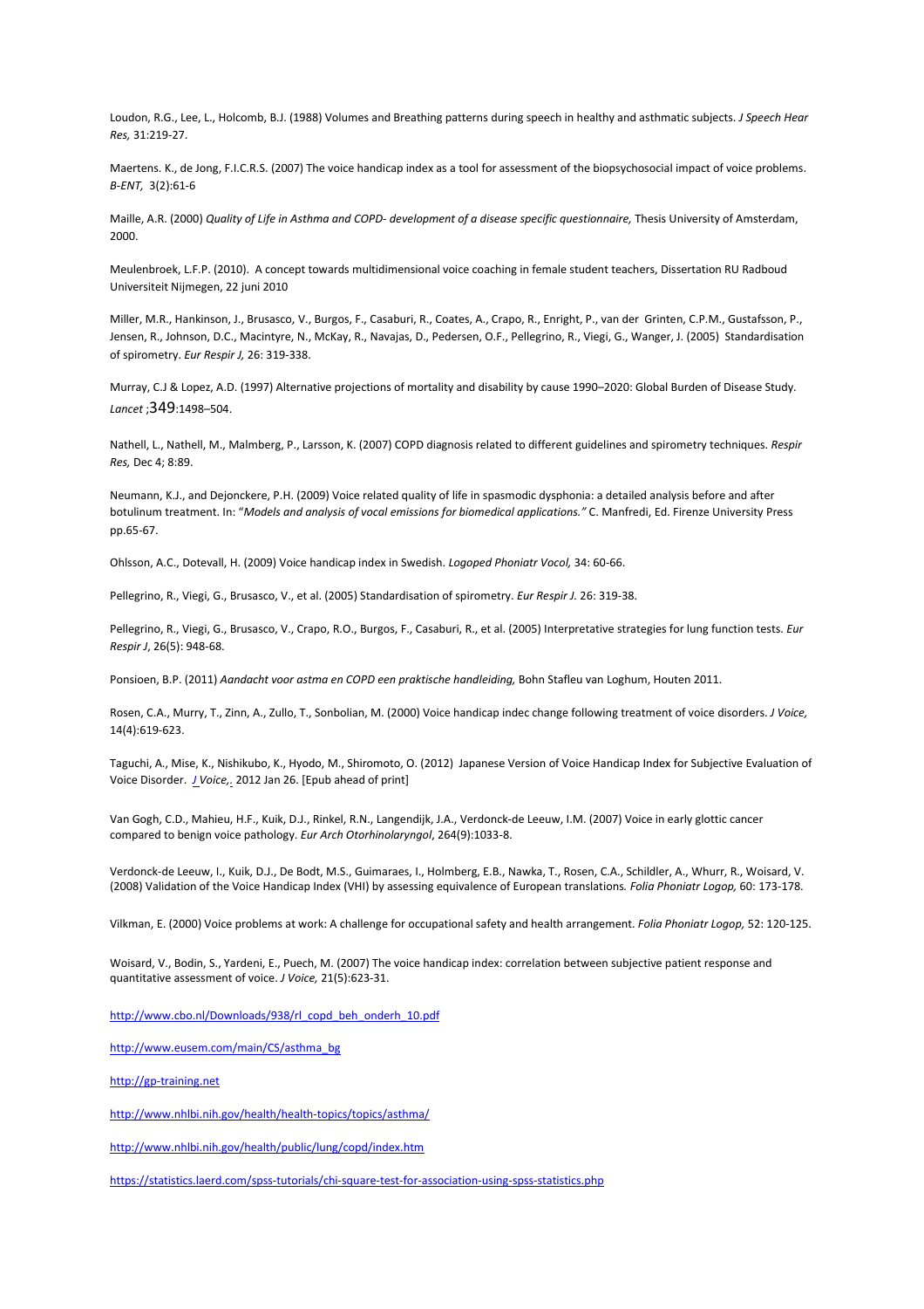Loudon, R.G., Lee, L., Holcomb, B.J. (1988) Volumes and Breathing patterns during speech in healthy and asthmatic subjects. *J Speech Hear Res,* 31:219-27.

Maertens. K., de Jong, F.I.C.R.S. (2007) The voice handicap index as a tool for assessment of the biopsychosocial impact of voice problems. *B-ENT,* 3(2):61-6

Maille, A.R. (2000) *Quality of Life in Asthma and COPD- development of a disease specific questionnaire,* Thesis University of Amsterdam, 2000.

Meulenbroek, L.F.P. (2010). A concept towards multidimensional voice coaching in female student teachers, Dissertation RU Radboud Universiteit Nijmegen, 22 juni 2010

Miller, M.R., Hankinson, J., Brusasco, V., Burgos, F., Casaburi, R., Coates, A., Crapo, R., Enright, P., van der Grinten, C.P.M., Gustafsson, P., Jensen, R., Johnson, D.C., Macintyre, N., McKay, R., Navajas, D., Pedersen, O.F., Pellegrino, R., Viegi, G., Wanger, J. (2005) Standardisation of spirometry. *Eur Respir J,* 26: 319-338.

Murray, C.J & Lopez, A.D. (1997) Alternative projections of mortality and disability by cause 1990–2020: Global Burden of Disease Study. *Lancet* ;349:1498–504.

Nathell, L., Nathell, M., Malmberg, P., Larsson, K. (2007) COPD diagnosis related to different guidelines and spirometry techniques. *Respir Res,* Dec 4; 8:89.

Neumann, K.J., and Dejonckere, P.H. (2009) Voice related quality of life in spasmodic dysphonia: a detailed analysis before and after botulinum treatment. In: "*Models and analysis of vocal emissions for biomedical applications."* C. Manfredi, Ed. Firenze University Press pp.65-67.

Ohlsson, A.C., Dotevall, H. (2009) Voice handicap index in Swedish. *Logoped Phoniatr Vocol,* 34: 60-66.

Pellegrino, R., Viegi, G., Brusasco, V., et al. (2005) Standardisation of spirometry. *Eur Respir J.* 26: 319-38.

Pellegrino, R., Viegi, G., Brusasco, V., Crapo, R.O., Burgos, F., Casaburi, R., et al. (2005) Interpretative strategies for lung function tests. *Eur Respir J*, 26(5): 948-68.

Ponsioen, B.P. (2011) *Aandacht voor astma en COPD een praktische handleiding,* Bohn Stafleu van Loghum, Houten 2011.

Rosen, C.A., Murry, T., Zinn, A., Zullo, T., Sonbolian, M. (2000) Voice handicap indec change following treatment of voice disorders. *J Voice,* 14(4):619-623.

Taguchi, A., Mise, K., Nishikubo, K., Hyodo, M., Shiromoto, O. (2012) Japanese Version of Voice Handicap Index for Subjective Evaluation of Voice Disorder. *J Voice,*. 2012 Jan 26. [Epub ahead of print]

Van Gogh, C.D., Mahieu, H.F., Kuik, D.J., Rinkel, R.N., Langendijk, J.A., Verdonck-de Leeuw, I.M. (2007) Voice in early glottic cancer compared to benign voice pathology. *Eur Arch Otorhinolaryngol*, 264(9):1033-8.

Verdonck-de Leeuw, I., Kuik, D.J., De Bodt, M.S., Guimaraes, I., Holmberg, E.B., Nawka, T., Rosen, C.A., Schildler, A., Whurr, R., Woisard, V. (2008) Validation of the Voice Handicap Index (VHI) by assessing equivalence of European translations. *Folia Phoniatr Logop,* 60: 173-178.

Vilkman, E. (2000) Voice problems at work: A challenge for occupational safety and health arrangement. *Folia Phoniatr Logop,* 52: 120-125.

Woisard, V., Bodin, S., Yardeni, E., Puech, M. (2007) The voice handicap index: correlation between subjective patient response and quantitative assessment of voice. *J Voice,* 21(5):623-31.

http://www.cbo.nl/Downloads/938/rl_copd_beh_onderh_10.pdf

http://www.eusem.com/main/CS/asthma_bg

http://gp-training.net

http://www.nhlbi.nih.gov/health/health-topics/topics/asthma/

http://www.nhlbi.nih.gov/health/public/lung/copd/index.htm

https://statistics.laerd.com/spss-tutorials/chi-square-test-for-association-using-spss-statistics.php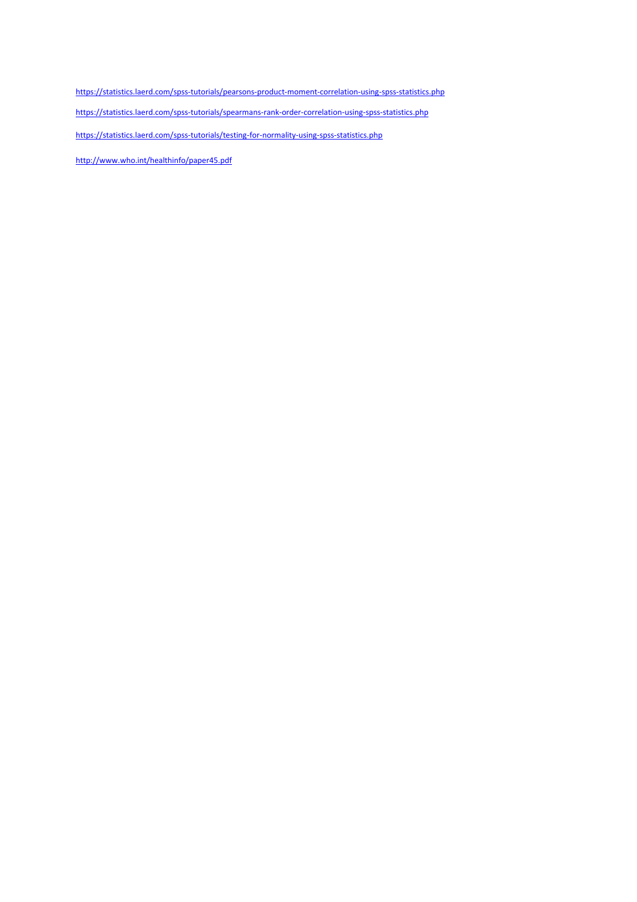https://statistics.laerd.com/spss-tutorials/pearsons-product-moment-correlation-using-spss-statistics.php

https://statistics.laerd.com/spss-tutorials/spearmans-rank-order-correlation-using-spss-statistics.php

https://statistics.laerd.com/spss-tutorials/testing-for-normality-using-spss-statistics.php

http://www.who.int/healthinfo/paper45.pdf